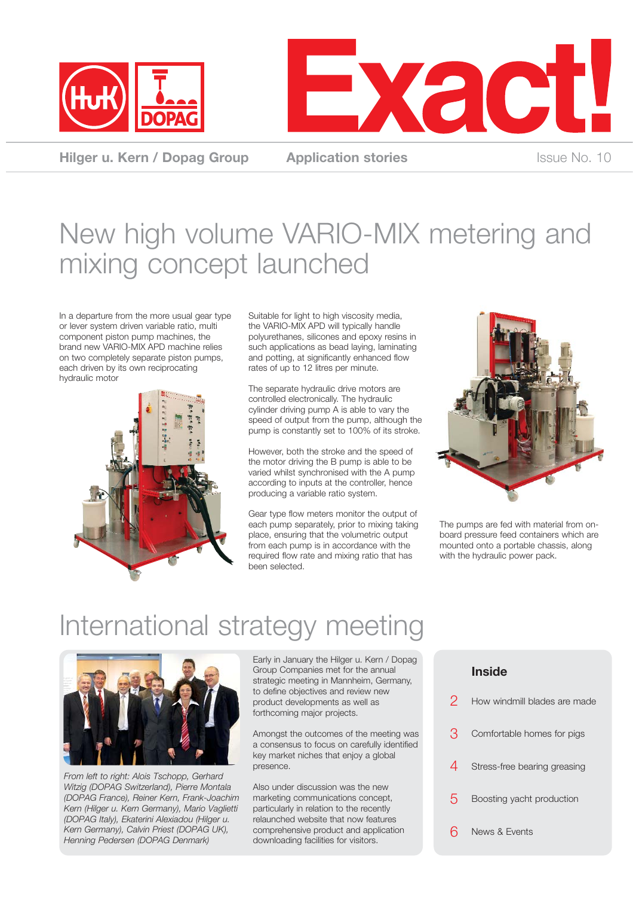# Exact!

**Hilger u. Kern / Dopag Group** — **Application stories** — Issue No. 10

# New high volume VARIO-MIX metering and mixing concept launched

In a departure from the more usual gear type or lever system driven variable ratio, multi component piston pump machines, the brand new VARIO-MIX APD machine relies on two completely separate piston pumps, each driven by its own reciprocating hydraulic motor

Suitable for light to high viscosity media, the VARIO-MIX APD will typically handle polyurethanes, silicones and epoxy resins in such applications as bead laying, laminating and potting, at significantly enhanced flow rates of up to 12 litres per minute.

The separate hydraulic drive motors are controlled electronically. The hydraulic cylinder driving pump A is able to vary the speed of output from the pump, although the pump is constantly set to 100% of its stroke.

However, both the stroke and the speed of the motor driving the B pump is able to be varied whilst synchronised with the A pump according to inputs at the controller, hence producing a variable ratio system.

Gear type flow meters monitor the output of each pump separately, prior to mixing taking place, ensuring that the volumetric output from each pump is in accordance with the required flow rate and mixing ratio that has been selected.

The pumps are fed with material from on-board pressure feed containers which are mounted onto a portable chassis, along with the hydraulic power pack.

# International strategy meeting

*From left to right: Alois Tschopp, Gerhard Witzig (DOPAG Switzerland), Pierre Montala (DOPAG France), Reiner Kern, Frank-Joachim Kern (Hilger u. Kern Germany), Mario Vaglietti (DOPAG Italy), Ekaterini Alexiadou (Hilger u. Kern Germany), Calvin Priest (DOPAG UK), Henning Pedersen (DOPAG Denmark)*

Early in January the Hilger u. Kern / Dopag Group Companies met for the annual strategic meeting in Mannheim, Germany, to define objectives and review new product developments as well as forthcoming major projects.

Amongst the outcomes of the meeting was a consensus to focus on carefully identified key market niches that enjoy a global presence.

Also under discussion was the new marketing communications concept, particularly in relation to the recently relaunched website that now features comprehensive product and application downloading facilities for visitors.

## Inside

- 2 How windmill blades are made
- 3 Comfortable homes for pigs
- 4 Stress-free bearing greasing
- 5 Boosting yacht production
- 6 News & Events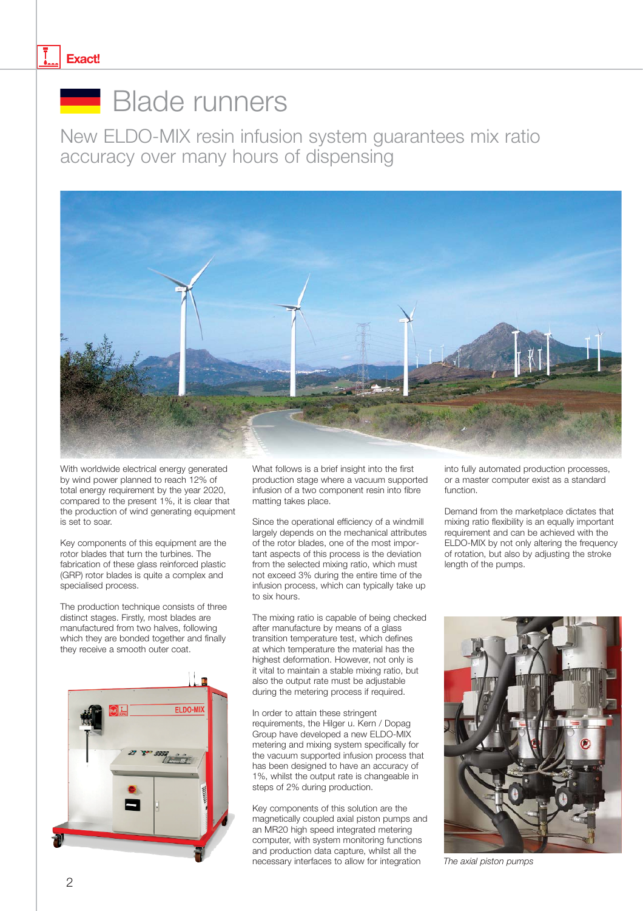# Blade runners

## New ELDO-MIX resin infusion system guarantees mix ratio accuracy over many hours of dispensing

With worldwide electrical energy generated by wind power planned to reach 12% of total energy requirement by the year 2020, compared to the present 1%, it is clear that the production of wind generating equipment is set to soar.

Key components of this equipment are the rotor blades that turn the turbines. The fabrication of these glass reinforced plastic (GRP) rotor blades is quite a complex and specialised process.

The production technique consists of three distinct stages. Firstly, most blades are manufactured from two halves, following which they are bonded together and finally they receive a smooth outer coat.

What follows is a brief insight into the first production stage where a vacuum supported infusion of a two component resin into fibre matting takes place.

Since the operational efficiency of a windmill largely depends on the mechanical attributes of the rotor blades, one of the most important aspects of this process is the deviation from the selected mixing ratio, which must not exceed 3% during the entire time of the infusion process, which can typically take up to six hours.

The mixing ratio is capable of being checked after manufacture by means of a glass transition temperature test, which defines at which temperature the material has the highest deformation. However, not only is it vital to maintain a stable mixing ratio, but also the output rate must be adjustable during the metering process if required.

In order to attain these stringent requirements, the Hilger u. Kern / Dopag Group have developed a new ELDO-MIX metering and mixing system specifically for the vacuum supported infusion process that has been designed to have an accuracy of 1%, whilst the output rate is changeable in steps of 2% during production.

Key components of this solution are the magnetically coupled axial piston pumps and an MR20 high speed integrated metering computer, with system monitoring functions and production data capture, whilst all the necessary interfaces to allow for integration into fully automated production processes, or a master computer exist as a standard function.

Demand from the marketplace dictates that mixing ratio flexibility is an equally important requirement and can be achieved with the ELDO-MIX by not only altering the frequency of rotation, but also by adjusting the stroke length of the pumps.

*The axial piston pumps*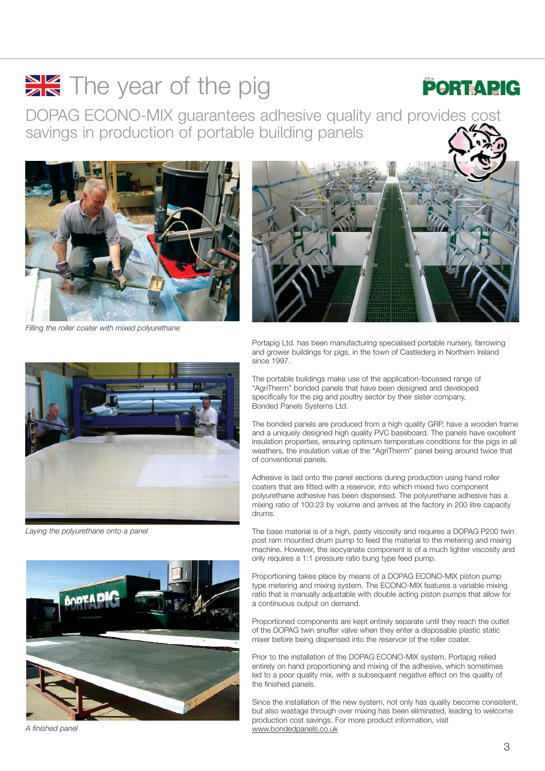# The year of the pig

## DOPAG ECONO-MIX guarantees adhesive quality and provides cost savings in production of portable building panels

*Filling the roller coater with mixed polyurethane*

*Laying the polyurethane onto a panel*

*A finished panel*

Portapig Ltd. has been manufacturing specialised portable nursery, farrowing and grower buildings for pigs, in the town of Castlederg in Northern Ireland since 1997.

The portable buildings make use of the application-focussed range of "AgriTherm" bonded panels that have been designed and developed specifically for the pig and poultry sector by their sister company, Bonded Panels Systems Ltd.

The bonded panels are produced from a high quality GRP, have a wooden frame and a uniquely designed high quality PVC baseboard. The panels have excellent insulation properties, ensuring optimum temperature conditions for the pigs in all weathers, the insulation value of the "AgriTherm" panel being around twice that of conventional panels.

Adhesive is laid onto the panel sections during production using hand roller coaters that are fitted with a reservoir, into which mixed two component polyurethane adhesive has been dispensed. The polyurethane adhesive has a mixing ratio of 100:23 by volume and arrives at the factory in 200 litre capacity drums.

The base material is of a high, pasty viscosity and requires a DOPAG P200 twin post ram mounted drum pump to feed the material to the metering and mixing machine. However, the isocyanate component is of a much lighter viscosity and only requires a 1:1 pressure ratio bung type feed pump.

Proportioning takes place by means of a DOPAG ECONO-MIX piston pump type metering and mixing system. The ECONO-MIX features a variable mixing ratio that is manually adjustable with double acting piston pumps that allow for a continuous output on demand.

Proportioned components are kept entirely separate until they reach the outlet of the DOPAG twin snuffer valve when they enter a disposable plastic static mixer before being dispensed into the reservoir of the roller coater.

Prior to the installation of the DOPAG ECONO-MIX system, Portapig relied entirely on hand proportioning and mixing of the adhesive, which sometimes led to a poor quality mix, with a subsequent negative effect on the quality of the finished panels.

Since the installation of the new system, not only has quality become consistent, but also wastage through over mixing has been eliminated, leading to welcome production cost savings. For more product information, visit www.bondedpanels.co.uk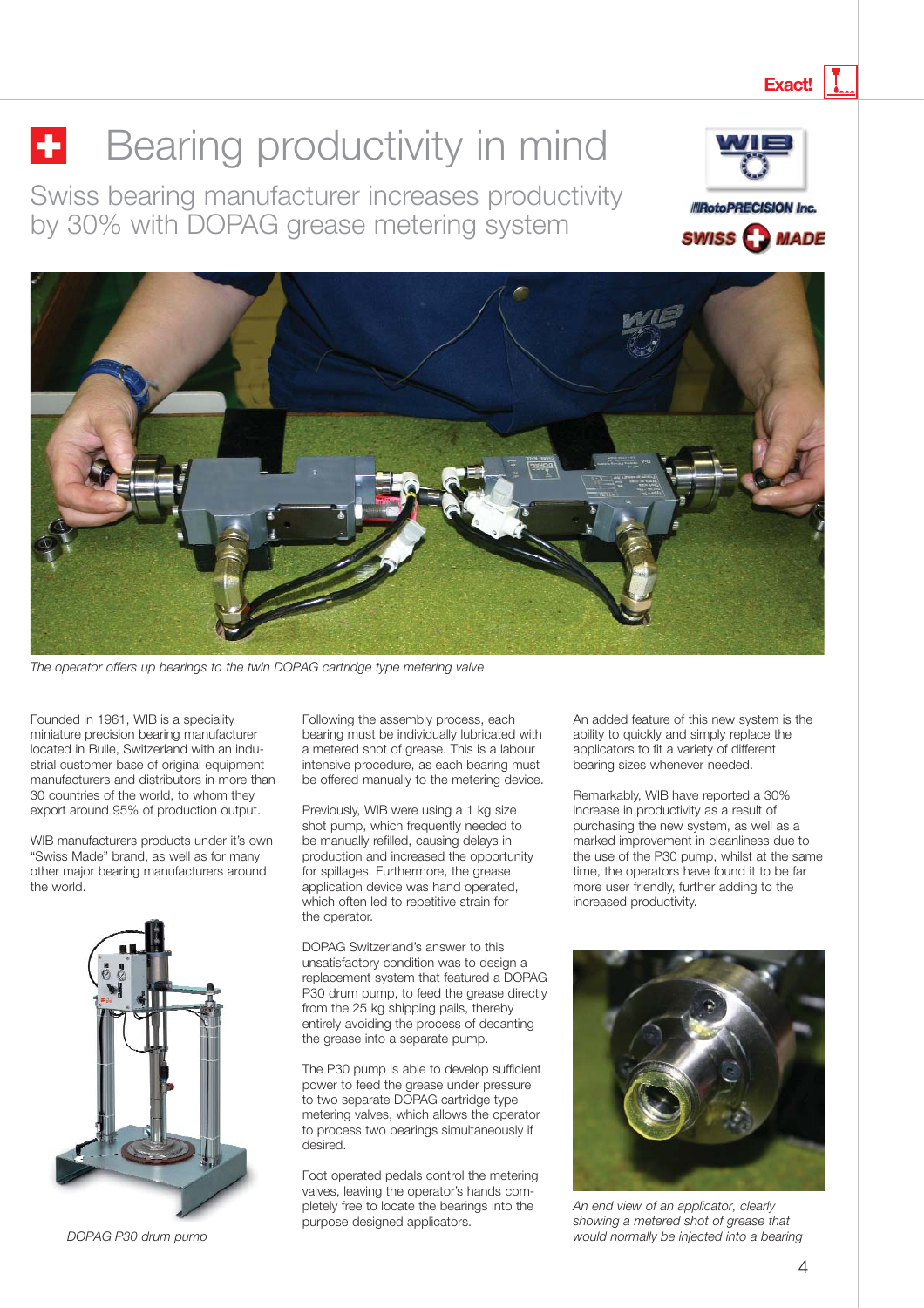# Bearing productivity in mind

## Swiss bearing manufacturer increases productivity by 30% with DOPAG grease metering system

*The operator offers up bearings to the twin DOPAG cartridge type metering valve*

Founded in 1961, WIB is a speciality miniature precision bearing manufacturer located in Bulle, Switzerland with an industrial customer base of original equipment manufacturers and distributors in more than 30 countries of the world, to whom they export around 95% of production output.

WIB manufacturers products under it's own "Swiss Made" brand, as well as for many other major bearing manufacturers around the world.

*DOPAG P30 drum pump*

Following the assembly process, each bearing must be individually lubricated with a metered shot of grease. This is a labour intensive procedure, as each bearing must be offered manually to the metering device.

Previously, WIB were using a 1 kg size shot pump, which frequently needed to be manually refilled, causing delays in production and increased the opportunity for spillages. Furthermore, the grease application device was hand operated, which often led to repetitive strain for the operator.

DOPAG Switzerland's answer to this unsatisfactory condition was to design a replacement system that featured a DOPAG P30 drum pump, to feed the grease directly from the 25 kg shipping pails, thereby entirely avoiding the process of decanting the grease into a separate pump.

The P30 pump is able to develop sufficient power to feed the grease under pressure to two separate DOPAG cartridge type metering valves, which allows the operator to process two bearings simultaneously if desired.

Foot operated pedals control the metering valves, leaving the operator's hands completely free to locate the bearings into the purpose designed applicators.

An added feature of this new system is the ability to quickly and simply replace the applicators to fit a variety of different bearing sizes whenever needed.

Remarkably, WIB have reported a 30% increase in productivity as a result of purchasing the new system, as well as a marked improvement in cleanliness due to the use of the P30 pump, whilst at the same time, the operators have found it to be far more user friendly, further adding to the increased productivity.

*An end view of an applicator, clearly showing a metered shot of grease that would normally be injected into a bearing*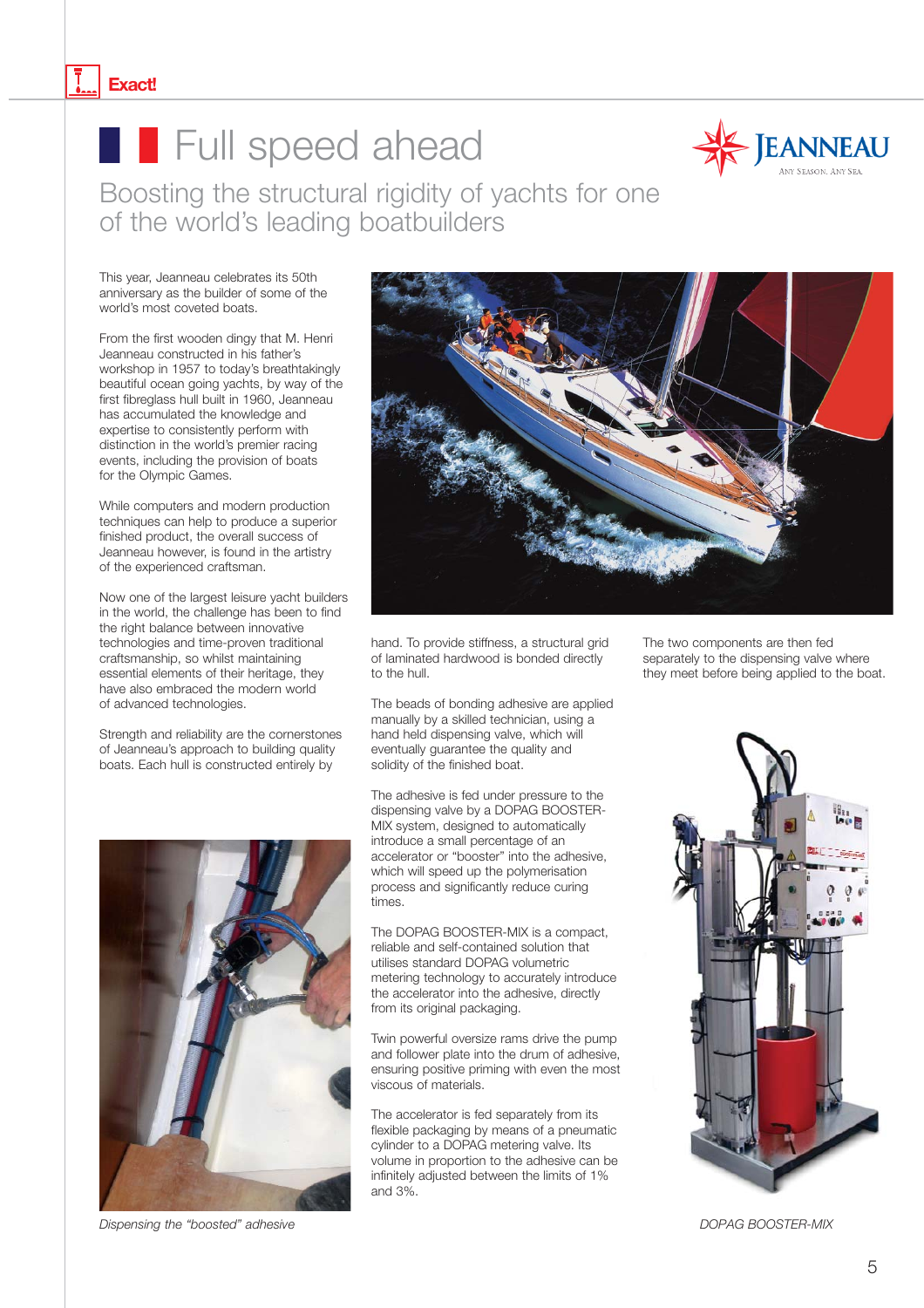# Full speed ahead

## Boosting the structural rigidity of yachts for one of the world's leading boatbuilders

This year, Jeanneau celebrates its 50th anniversary as the builder of some of the world's most coveted boats.

From the first wooden dingy that M. Henri Jeanneau constructed in his father's workshop in 1957 to today's breathtakingly beautiful ocean going yachts, by way of the first fibreglass hull built in 1960, Jeanneau has accumulated the knowledge and expertise to consistently perform with distinction in the world's premier racing events, including the provision of boats for the Olympic Games.

While computers and modern production techniques can help to produce a superior finished product, the overall success of Jeanneau however, is found in the artistry of the experienced craftsman.

Now one of the largest leisure yacht builders in the world, the challenge has been to find the right balance between innovative technologies and time-proven traditional craftsmanship, so whilst maintaining essential elements of their heritage, they have also embraced the modern world of advanced technologies.

Strength and reliability are the cornerstones of Jeanneau's approach to building quality boats. Each hull is constructed entirely by hand. To provide stiffness, a structural grid of laminated hardwood is bonded directly to the hull.

*Dispensing the "boosted" adhesive*

The beads of bonding adhesive are applied manually by a skilled technician, using a hand held dispensing valve, which will eventually guarantee the quality and solidity of the finished boat.

The adhesive is fed under pressure to the dispensing valve by a DOPAG BOOSTER-MIX system, designed to automatically introduce a small percentage of an accelerator or "booster" into the adhesive, which will speed up the polymerisation process and significantly reduce curing times.

The DOPAG BOOSTER-MIX is a compact, reliable and self-contained solution that utilises standard DOPAG volumetric metering technology to accurately introduce the accelerator into the adhesive, directly from its original packaging.

Twin powerful oversize rams drive the pump and follower plate into the drum of adhesive, ensuring positive priming with even the most viscous of materials.

The accelerator is fed separately from its flexible packaging by means of a pneumatic cylinder to a DOPAG metering valve. Its volume in proportion to the adhesive can be infinitely adjusted between the limits of 1% and 3%.

The two components are then fed separately to the dispensing valve where they meet before being applied to the boat.

*DOPAG BOOSTER-MIX*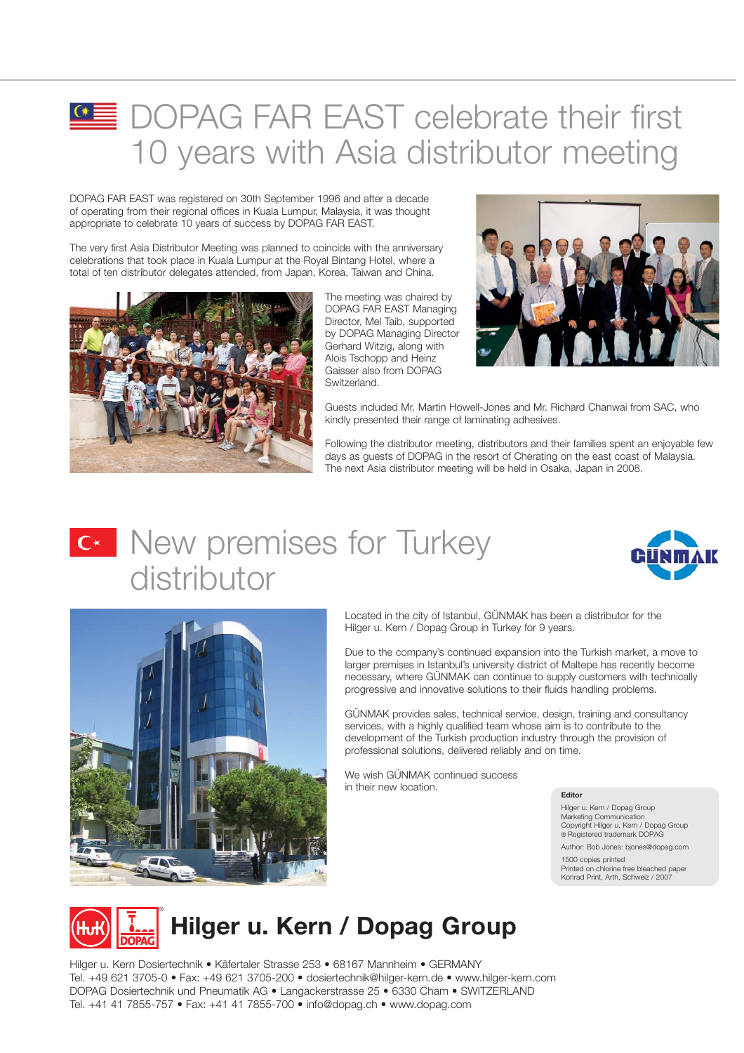# DOPAG FAR EAST celebrate their first 10 years with Asia distributor meeting

DOPAG FAR EAST was registered on 30th September 1996 and after a decade of operating from their regional offices in Kuala Lumpur, Malaysia, it was thought appropriate to celebrate 10 years of success by DOPAG FAR EAST.

The very first Asia Distributor Meeting was planned to coincide with the anniversary celebrations that took place in Kuala Lumpur at the Royal Bintang Hotel, where a total of ten distributor delegates attended, from Japan, Korea, Taiwan and China.

The meeting was chaired by DOPAG FAR EAST Managing Director, Mel Taib, supported by DOPAG Managing Director Gerhard Witzig, along with Alois Tschopp and Heinz Gaisser also from DOPAG Switzerland.

Guests included Mr. Martin Howell-Jones and Mr. Richard Chanwai from SAC, who kindly presented their range of laminating adhesives.

Following the distributor meeting, distributors and their families spent an enjoyable few days as guests of DOPAG in the resort of Cherating on the east coast of Malaysia. The next Asia distributor meeting will be held in Osaka, Japan in 2008.

# New premises for Turkey distributor

GÜNMAK

Located in the city of Istanbul, GÜNMAK has been a distributor for the Hilger u. Kern / Dopag Group in Turkey for 9 years.

Due to the company's continued expansion into the Turkish market, a move to larger premises in Istanbul's university district of Maltepe has recently become necessary, where GÜNMAK can continue to supply customers with technically progressive and innovative solutions to their fluids handling problems.

GÜNMAK provides sales, technical service, design, training and consultancy services, with a highly qualified team whose aim is to contribute to the development of the Turkish production industry through the provision of professional solutions, delivered reliably and on time.

We wish GÜNMAK continued success in their new location.

**Editor**
Hilger u. Kern / Dopag Group
Marketing Communication
Copyright Hilger u. Kern / Dopag Group
® Registered trademark DOPAG
Author: Bob Jones: bjones@dopag.com
1500 copies printed
Printed on chlorine free bleached paper
Konrad Print, Arth, Schweiz / 2007

## Hilger u. Kern / Dopag Group

Hilger u. Kern Dosiertechnik • Käfertaler Strasse 253 • 68167 Mannheim • GERMANY
Tel. +49 621 3705-0 • Fax: +49 621 3705-200 • dosiertechnik@hilger-kern.de • www.hilger-kern.com
DOPAG Dosiertechnik und Pneumatik AG • Langackerstrasse 25 • 6330 Cham • SWITZERLAND
Tel. +41 41 7855-757 • Fax: +41 41 7855-700 • info@dopag.ch • www.dopag.com